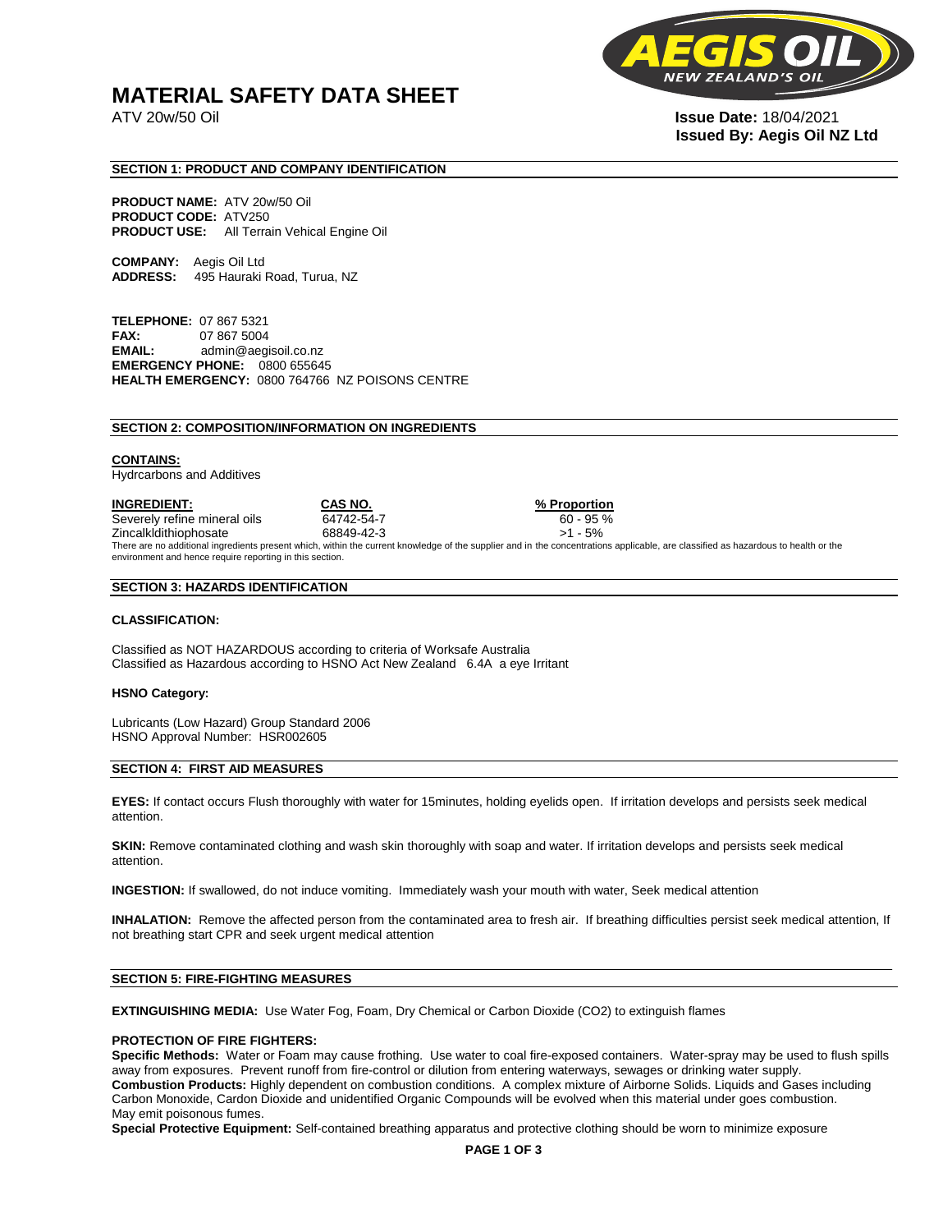# MATERIAL SAFETY DATA SHEET

ATV 20w/50 Oil

**Issue Date:** 18/04/2021
**Issued By: Aegis Oil NZ Ltd**

## SECTION 1: PRODUCT AND COMPANY IDENTIFICATION

**PRODUCT NAME:** ATV 20w/50 Oil
**PRODUCT CODE:** ATV250
**PRODUCT USE:** All Terrain Vehical Engine Oil

**COMPANY:** Aegis Oil Ltd
**ADDRESS:** 495 Hauraki Road, Turua, NZ

**TELEPHONE:** 07 867 5321
**FAX:** 07 867 5004
**EMAIL:** admin@aegisoil.co.nz
**EMERGENCY PHONE:** 0800 655645
**HEALTH EMERGENCY:** 0800 764766 NZ POISONS CENTRE

## SECTION 2: COMPOSITION/INFORMATION ON INGREDIENTS

**CONTAINS:**
Hydrcarbons and Additives

| INGREDIENT: | CAS NO. | % Proportion |
|---|---|---|
| Severely refine mineral oils | 64742-54-7 | 60 - 95 % |
| Zincalkldithiophosate | 68849-42-3 | >1 - 5% |

There are no additional ingredients present which, within the current knowledge of the supplier and in the concentrations applicable, are classified as hazardous to health or the environment and hence require reporting in this section.

## SECTION 3: HAZARDS IDENTIFICATION

**CLASSIFICATION:**

Classified as NOT HAZARDOUS according to criteria of Worksafe Australia
Classified as Hazardous according to HSNO Act New Zealand 6.4A a eye Irritant

**HSNO Category:**

Lubricants (Low Hazard) Group Standard 2006
HSNO Approval Number: HSR002605

## SECTION 4: FIRST AID MEASURES

**EYES:** If contact occurs Flush thoroughly with water for 15minutes, holding eyelids open. If irritation develops and persists seek medical attention.

**SKIN:** Remove contaminated clothing and wash skin thoroughly with soap and water. If irritation develops and persists seek medical attention.

**INGESTION:** If swallowed, do not induce vomiting. Immediately wash your mouth with water, Seek medical attention

**INHALATION:** Remove the affected person from the contaminated area to fresh air. If breathing difficulties persist seek medical attention, If not breathing start CPR and seek urgent medical attention

## SECTION 5: FIRE-FIGHTING MEASURES

**EXTINGUISHING MEDIA:** Use Water Fog, Foam, Dry Chemical or Carbon Dioxide ($CO_2$) to extinguish flames

**PROTECTION OF FIRE FIGHTERS:**
**Specific Methods:** Water or Foam may cause frothing. Use water to coal fire-exposed containers. Water-spray may be used to flush spills away from exposures. Prevent runoff from fire-control or dilution from entering waterways, sewages or drinking water supply.
**Combustion Products:** Highly dependent on combustion conditions. A complex mixture of Airborne Solids. Liquids and Gases including Carbon Monoxide, Cardon Dioxide and unidentified Organic Compounds will be evolved when this material under goes combustion. May emit poisonous fumes.
**Special Protective Equipment:** Self-contained breathing apparatus and protective clothing should be worn to minimize exposure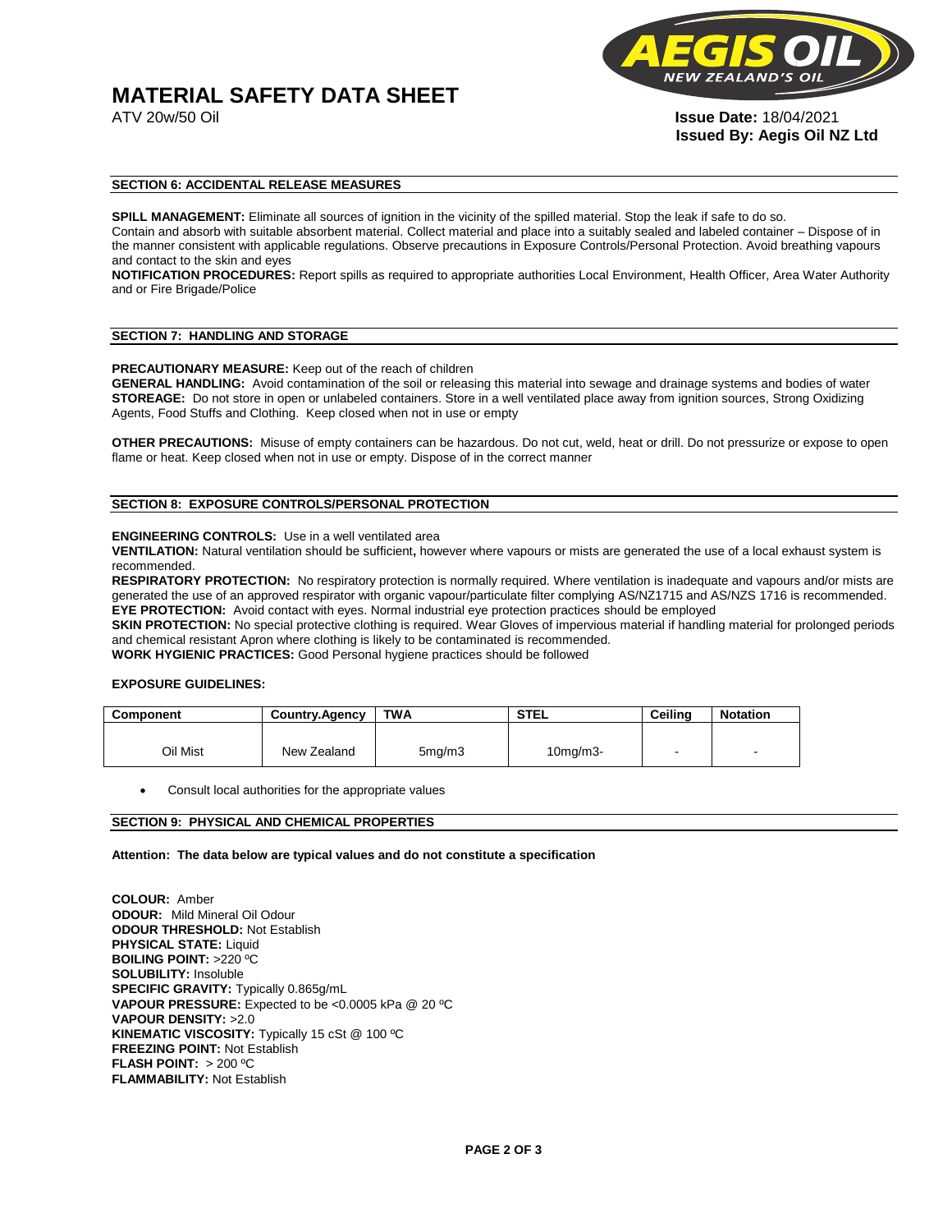# MATERIAL SAFETY DATA SHEET

ATV 20w/50 Oil

**Issue Date:** 18/04/2021
**Issued By: Aegis Oil NZ Ltd**

## SECTION 6: ACCIDENTAL RELEASE MEASURES

**SPILL MANAGEMENT:** Eliminate all sources of ignition in the vicinity of the spilled material. Stop the leak if safe to do so. Contain and absorb with suitable absorbent material. Collect material and place into a suitably sealed and labeled container – Dispose of in the manner consistent with applicable regulations. Observe precautions in Exposure Controls/Personal Protection. Avoid breathing vapours and contact to the skin and eyes

**NOTIFICATION PROCEDURES:** Report spills as required to appropriate authorities Local Environment, Health Officer, Area Water Authority and or Fire Brigade/Police

## SECTION 7: HANDLING AND STORAGE

**PRECAUTIONARY MEASURE:** Keep out of the reach of children

**GENERAL HANDLING:** Avoid contamination of the soil or releasing this material into sewage and drainage systems and bodies of water

**STOREAGE:** Do not store in open or unlabeled containers. Store in a well ventilated place away from ignition sources, Strong Oxidizing Agents, Food Stuffs and Clothing. Keep closed when not in use or empty

**OTHER PRECAUTIONS:** Misuse of empty containers can be hazardous. Do not cut, weld, heat or drill. Do not pressurize or expose to open flame or heat. Keep closed when not in use or empty. Dispose of in the correct manner

## SECTION 8: EXPOSURE CONTROLS/PERSONAL PROTECTION

**ENGINEERING CONTROLS:** Use in a well ventilated area

**VENTILATION:** Natural ventilation should be sufficient**,** however where vapours or mists are generated the use of a local exhaust system is recommended.

**RESPIRATORY PROTECTION:** No respiratory protection is normally required. Where ventilation is inadequate and vapours and/or mists are generated the use of an approved respirator with organic vapour/particulate filter complying AS/NZ1715 and AS/NZS 1716 is recommended.

**EYE PROTECTION:** Avoid contact with eyes. Normal industrial eye protection practices should be employed

**SKIN PROTECTION:** No special protective clothing is required. Wear Gloves of impervious material if handling material for prolonged periods and chemical resistant Apron where clothing is likely to be contaminated is recommended.

**WORK HYGIENIC PRACTICES:** Good Personal hygiene practices should be followed

**EXPOSURE GUIDELINES:**

| Component | Country.Agency | TWA | STEL | Ceiling | Notation |
|---|---|---|---|---|---|
| Oil Mist | New Zealand | 5mg/m3 | 10mg/m3- | - | - |

- Consult local authorities for the appropriate values

## SECTION 9: PHYSICAL AND CHEMICAL PROPERTIES

**Attention: The data below are typical values and do not constitute a specification**

**COLOUR:** Amber
**ODOUR:** Mild Mineral Oil Odour
**ODOUR THRESHOLD:** Not Establish
**PHYSICAL STATE:** Liquid
**BOILING POINT:** >220 ºC
**SOLUBILITY:** Insoluble
**SPECIFIC GRAVITY:** Typically 0.865g/mL
**VAPOUR PRESSURE:** Expected to be <0.0005 kPa @ 20 ºC
**VAPOUR DENSITY:** >2.0
**KINEMATIC VISCOSITY:** Typically 15 cSt @ 100 ºC
**FREEZING POINT:** Not Establish
**FLASH POINT:** > 200 ºC
**FLAMMABILITY:** Not Establish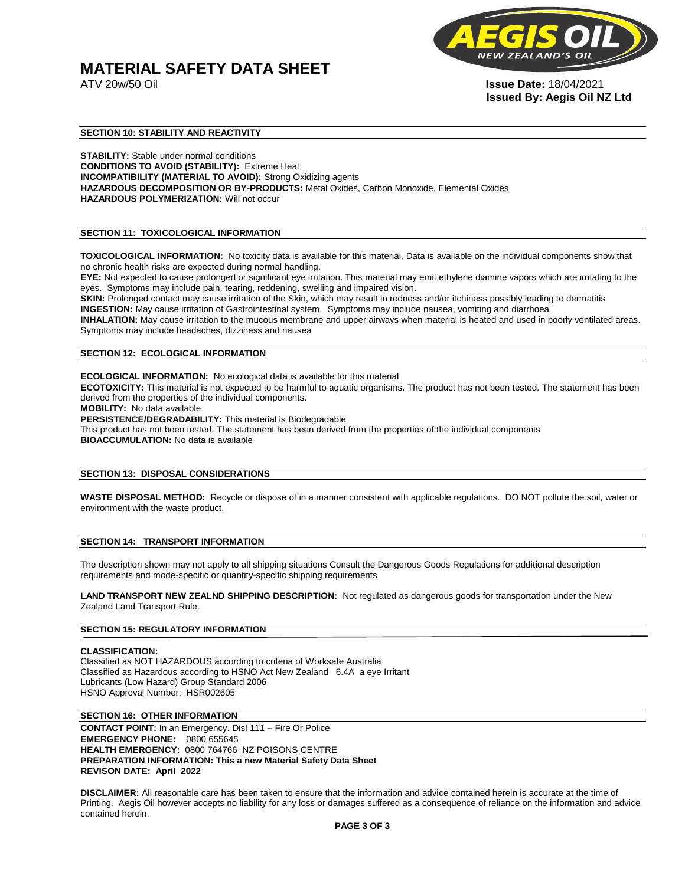# MATERIAL SAFETY DATA SHEET

ATV 20w/50 Oil

**Issue Date:** 18/04/2021
**Issued By: Aegis Oil NZ Ltd**

## SECTION 10: STABILITY AND REACTIVITY

**STABILITY:** Stable under normal conditions
**CONDITIONS TO AVOID (STABILITY):** Extreme Heat
**INCOMPATIBILITY (MATERIAL TO AVOID):** Strong Oxidizing agents
**HAZARDOUS DECOMPOSITION OR BY-PRODUCTS:** Metal Oxides, Carbon Monoxide, Elemental Oxides
**HAZARDOUS POLYMERIZATION:** Will not occur

## SECTION 11: TOXICOLOGICAL INFORMATION

**TOXICOLOGICAL INFORMATION:** No toxicity data is available for this material. Data is available on the individual components show that no chronic health risks are expected during normal handling.
**EYE:** Not expected to cause prolonged or significant eye irritation. This material may emit ethylene diamine vapors which are irritating to the eyes. Symptoms may include pain, tearing, reddening, swelling and impaired vision.
**SKIN:** Prolonged contact may cause irritation of the Skin, which may result in redness and/or itchiness possibly leading to dermatitis
**INGESTION:** May cause irritation of Gastrointestinal system. Symptoms may include nausea, vomiting and diarrhoea
**INHALATION:** May cause irritation to the mucous membrane and upper airways when material is heated and used in poorly ventilated areas. Symptoms may include headaches, dizziness and nausea

## SECTION 12: ECOLOGICAL INFORMATION

**ECOLOGICAL INFORMATION:** No ecological data is available for this material
**ECOTOXICITY:** This material is not expected to be harmful to aquatic organisms. The product has not been tested. The statement has been derived from the properties of the individual components.
**MOBILITY:** No data available
**PERSISTENCE/DEGRADABILITY:** This material is Biodegradable
This product has not been tested. The statement has been derived from the properties of the individual components
**BIOACCUMULATION:** No data is available

## SECTION 13: DISPOSAL CONSIDERATIONS

**WASTE DISPOSAL METHOD:** Recycle or dispose of in a manner consistent with applicable regulations. DO NOT pollute the soil, water or environment with the waste product.

## SECTION 14: TRANSPORT INFORMATION

The description shown may not apply to all shipping situations Consult the Dangerous Goods Regulations for additional description requirements and mode-specific or quantity-specific shipping requirements

**LAND TRANSPORT NEW ZEALND SHIPPING DESCRIPTION:** Not regulated as dangerous goods for transportation under the New Zealand Land Transport Rule.

## SECTION 15: REGULATORY INFORMATION

**CLASSIFICATION:**
Classified as NOT HAZARDOUS according to criteria of Worksafe Australia
Classified as Hazardous according to HSNO Act New Zealand 6.4A a eye Irritant
Lubricants (Low Hazard) Group Standard 2006
HSNO Approval Number: HSR002605

## SECTION 16: OTHER INFORMATION

**CONTACT POINT:** In an Emergency. Disl 111 – Fire Or Police
**EMERGENCY PHONE:** 0800 655645
**HEALTH EMERGENCY:** 0800 764766 NZ POISONS CENTRE
**PREPARATION INFORMATION: This a new Material Safety Data Sheet**
**REVISON DATE: April 2022**

**DISCLAIMER:** All reasonable care has been taken to ensure that the information and advice contained herein is accurate at the time of Printing. Aegis Oil however accepts no liability for any loss or damages suffered as a consequence of reliance on the information and advice contained herein.